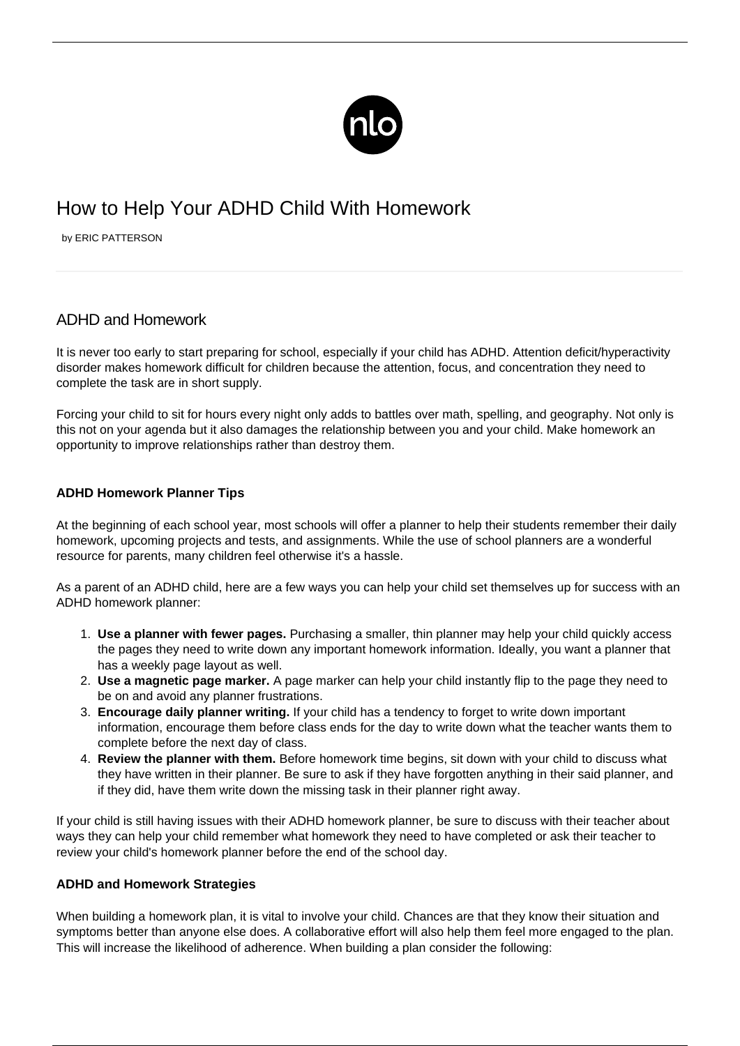# How to Help Your ADHD Child With Homework

by ERIC PATTERSON

## ADHD and Homework

It is never too early to start preparing for school, especially if your child has ADHD. Attention deficit/hyperactivity disorder makes homework difficult for children because the attention, focus, and concentration they need to complete the task are in short supply.

Forcing your child to sit for hours every night only adds to battles over math, spelling, and geography. Not only is this not on your agenda but it also damages the relationship between you and your child. Make homework an opportunity to improve relationships rather than destroy them.

### ADHD Homework Planner Tips

At the beginning of each school year, most schools will offer a planner to help their students remember their daily homework, upcoming projects and tests, and assignments. While the use of school planners are a wonderful resource for parents, many children feel otherwise it's a hassle.

As a parent of an ADHD child, here are a few ways you can help your child set themselves up for success with an ADHD homework planner:

1. **Use a planner with fewer pages.** Purchasing a smaller, thin planner may help your child quickly access the pages they need to write down any important homework information. Ideally, you want a planner that has a weekly page layout as well.
2. **Use a magnetic page marker.** A page marker can help your child instantly flip to the page they need to be on and avoid any planner frustrations.
3. **Encourage daily planner writing.** If your child has a tendency to forget to write down important information, encourage them before class ends for the day to write down what the teacher wants them to complete before the next day of class.
4. **Review the planner with them.** Before homework time begins, sit down with your child to discuss what they have written in their planner. Be sure to ask if they have forgotten anything in their said planner, and if they did, have them write down the missing task in their planner right away.

If your child is still having issues with their ADHD homework planner, be sure to discuss with their teacher about ways they can help your child remember what homework they need to have completed or ask their teacher to review your child's homework planner before the end of the school day.

### ADHD and Homework Strategies

When building a homework plan, it is vital to involve your child. Chances are that they know their situation and symptoms better than anyone else does. A collaborative effort will also help them feel more engaged to the plan. This will increase the likelihood of adherence. When building a plan consider the following: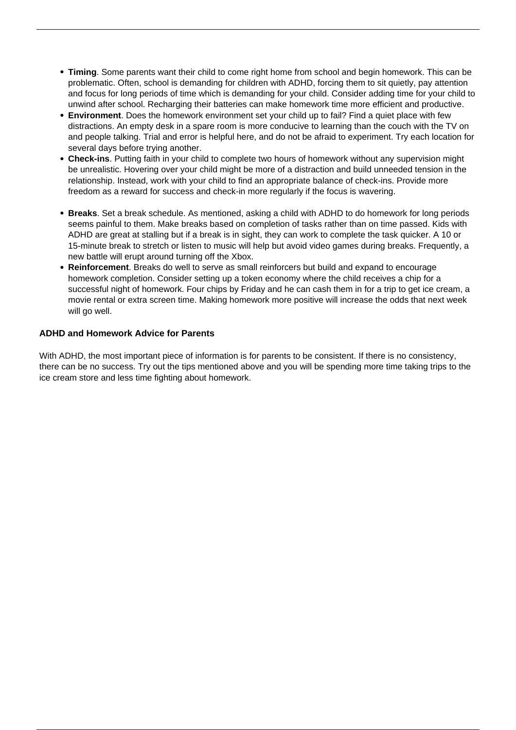- **Timing**. Some parents want their child to come right home from school and begin homework. This can be problematic. Often, school is demanding for children with ADHD, forcing them to sit quietly, pay attention and focus for long periods of time which is demanding for your child. Consider adding time for your child to unwind after school. Recharging their batteries can make homework time more efficient and productive.
- **Environment**. Does the homework environment set your child up to fail? Find a quiet place with few distractions. An empty desk in a spare room is more conducive to learning than the couch with the TV on and people talking. Trial and error is helpful here, and do not be afraid to experiment. Try each location for several days before trying another.
- **Check-ins**. Putting faith in your child to complete two hours of homework without any supervision might be unrealistic. Hovering over your child might be more of a distraction and build unneeded tension in the relationship. Instead, work with your child to find an appropriate balance of check-ins. Provide more freedom as a reward for success and check-in more regularly if the focus is wavering.

- **Breaks**. Set a break schedule. As mentioned, asking a child with ADHD to do homework for long periods seems painful to them. Make breaks based on completion of tasks rather than on time passed. Kids with ADHD are great at stalling but if a break is in sight, they can work to complete the task quicker. A 10 or 15-minute break to stretch or listen to music will help but avoid video games during breaks. Frequently, a new battle will erupt around turning off the Xbox.
- **Reinforcement**. Breaks do well to serve as small reinforcers but build and expand to encourage homework completion. Consider setting up a token economy where the child receives a chip for a successful night of homework. Four chips by Friday and he can cash them in for a trip to get ice cream, a movie rental or extra screen time. Making homework more positive will increase the odds that next week will go well.

**ADHD and Homework Advice for Parents**

With ADHD, the most important piece of information is for parents to be consistent. If there is no consistency, there can be no success. Try out the tips mentioned above and you will be spending more time taking trips to the ice cream store and less time fighting about homework.